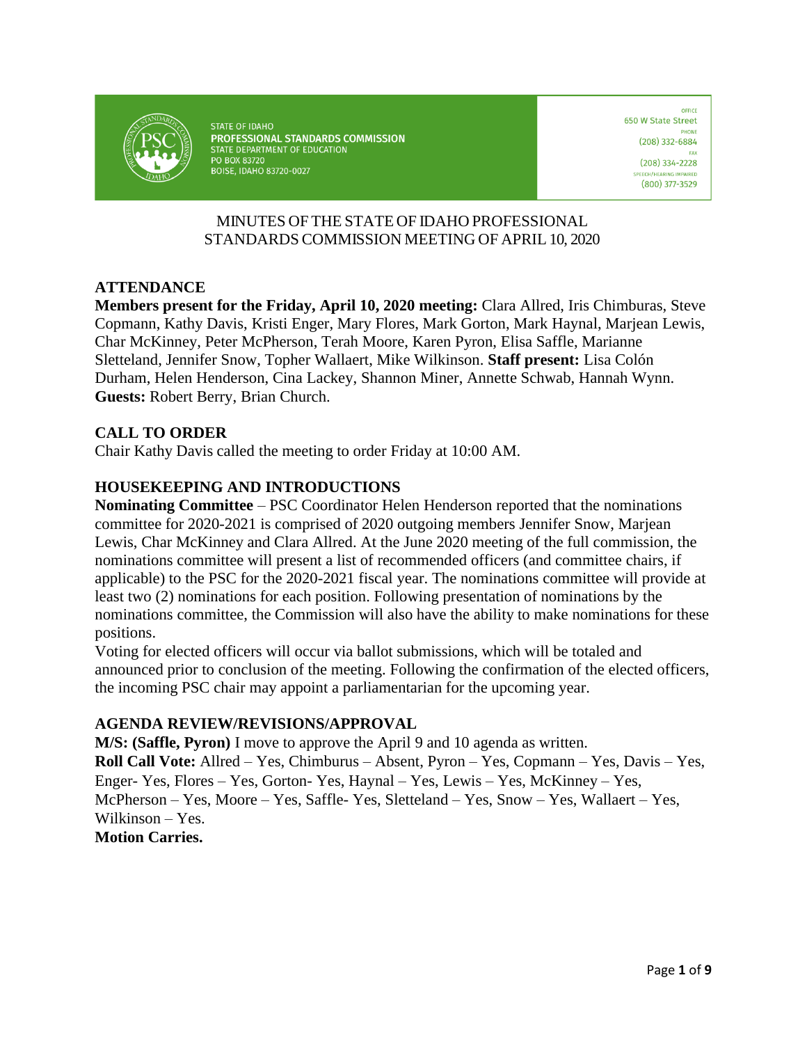STATE OF IDAHO
**PROFESSIONAL STANDARDS COMMISSION**
STATE DEPARTMENT OF EDUCATION
PO BOX 83720
BOISE, IDAHO 83720-0027

OFFICE
650 W State Street
PHONE
(208) 332-6884
FAX
(208) 334-2228
SPEECH/HEARING IMPAIRED
(800) 377-3529

MINUTES OF THE STATE OF IDAHO PROFESSIONAL STANDARDS COMMISSION MEETING OF APRIL 10, 2020

## ATTENDANCE

**Members present for the Friday, April 10, 2020 meeting:** Clara Allred, Iris Chimburas, Steve Copmann, Kathy Davis, Kristi Enger, Mary Flores, Mark Gorton, Mark Haynal, Marjean Lewis, Char McKinney, Peter McPherson, Terah Moore, Karen Pyron, Elisa Saffle, Marianne Sletteland, Jennifer Snow, Topher Wallaert, Mike Wilkinson. **Staff present:** Lisa Colón Durham, Helen Henderson, Cina Lackey, Shannon Miner, Annette Schwab, Hannah Wynn. **Guests:** Robert Berry, Brian Church.

## CALL TO ORDER

Chair Kathy Davis called the meeting to order Friday at 10:00 AM.

## HOUSEKEEPING AND INTRODUCTIONS

**Nominating Committee** – PSC Coordinator Helen Henderson reported that the nominations committee for 2020-2021 is comprised of 2020 outgoing members Jennifer Snow, Marjean Lewis, Char McKinney and Clara Allred. At the June 2020 meeting of the full commission, the nominations committee will present a list of recommended officers (and committee chairs, if applicable) to the PSC for the 2020-2021 fiscal year. The nominations committee will provide at least two (2) nominations for each position. Following presentation of nominations by the nominations committee, the Commission will also have the ability to make nominations for these positions.

Voting for elected officers will occur via ballot submissions, which will be totaled and announced prior to conclusion of the meeting. Following the confirmation of the elected officers, the incoming PSC chair may appoint a parliamentarian for the upcoming year.

## AGENDA REVIEW/REVISIONS/APPROVAL

**M/S: (Saffle, Pyron)** I move to approve the April 9 and 10 agenda as written.

**Roll Call Vote:** Allred – Yes, Chimburus – Absent, Pyron – Yes, Copmann – Yes, Davis – Yes, Enger- Yes, Flores – Yes, Gorton- Yes, Haynal – Yes, Lewis – Yes, McKinney – Yes, McPherson – Yes, Moore – Yes, Saffle- Yes, Sletteland – Yes, Snow – Yes, Wallaert – Yes, Wilkinson – Yes.

**Motion Carries.**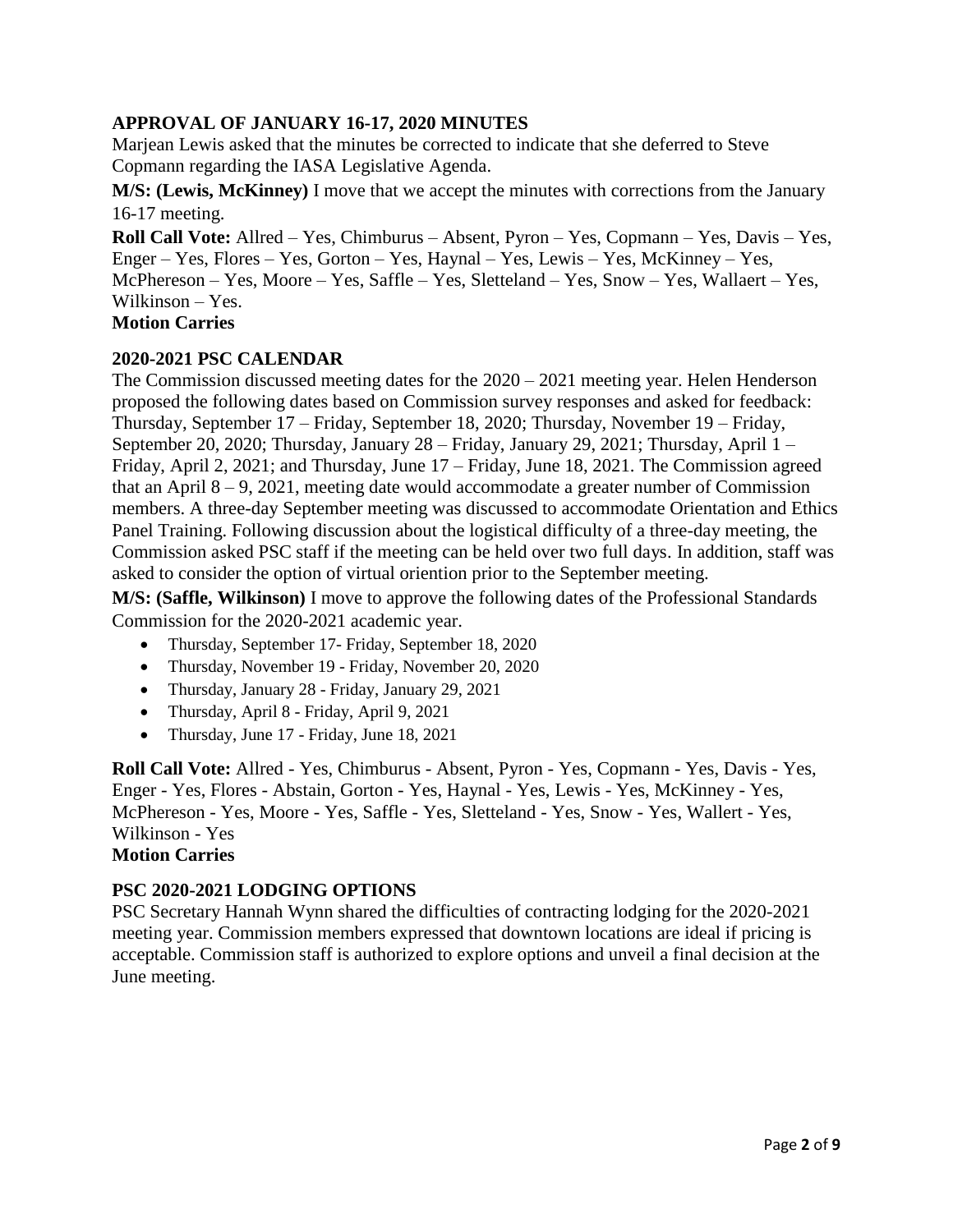## APPROVAL OF JANUARY 16-17, 2020 MINUTES

Marjean Lewis asked that the minutes be corrected to indicate that she deferred to Steve Copmann regarding the IASA Legislative Agenda.

**M/S: (Lewis, McKinney)** I move that we accept the minutes with corrections from the January 16-17 meeting.

**Roll Call Vote:** Allred – Yes, Chimburus – Absent, Pyron – Yes, Copmann – Yes, Davis – Yes, Enger – Yes, Flores – Yes, Gorton – Yes, Haynal – Yes, Lewis – Yes, McKinney – Yes, McPhereson – Yes, Moore – Yes, Saffle – Yes, Sletteland – Yes, Snow – Yes, Wallaert – Yes, Wilkinson – Yes.

**Motion Carries**

## 2020-2021 PSC CALENDAR

The Commission discussed meeting dates for the 2020 – 2021 meeting year. Helen Henderson proposed the following dates based on Commission survey responses and asked for feedback: Thursday, September 17 – Friday, September 18, 2020; Thursday, November 19 – Friday, September 20, 2020; Thursday, January 28 – Friday, January 29, 2021; Thursday, April 1 – Friday, April 2, 2021; and Thursday, June 17 – Friday, June 18, 2021. The Commission agreed that an April 8 – 9, 2021, meeting date would accommodate a greater number of Commission members. A three-day September meeting was discussed to accommodate Orientation and Ethics Panel Training. Following discussion about the logistical difficulty of a three-day meeting, the Commission asked PSC staff if the meeting can be held over two full days. In addition, staff was asked to consider the option of virtual oriention prior to the September meeting.

**M/S: (Saffle, Wilkinson)** I move to approve the following dates of the Professional Standards Commission for the 2020-2021 academic year.

- Thursday, September 17- Friday, September 18, 2020
- Thursday, November 19 - Friday, November 20, 2020
- Thursday, January 28 - Friday, January 29, 2021
- Thursday, April 8 - Friday, April 9, 2021
- Thursday, June 17 - Friday, June 18, 2021

**Roll Call Vote:** Allred - Yes, Chimburus - Absent, Pyron - Yes, Copmann - Yes, Davis - Yes, Enger - Yes, Flores - Abstain, Gorton - Yes, Haynal - Yes, Lewis - Yes, McKinney - Yes, McPhereson - Yes, Moore - Yes, Saffle - Yes, Sletteland - Yes, Snow - Yes, Wallert - Yes, Wilkinson - Yes

**Motion Carries**

## PSC 2020-2021 LODGING OPTIONS

PSC Secretary Hannah Wynn shared the difficulties of contracting lodging for the 2020-2021 meeting year. Commission members expressed that downtown locations are ideal if pricing is acceptable. Commission staff is authorized to explore options and unveil a final decision at the June meeting.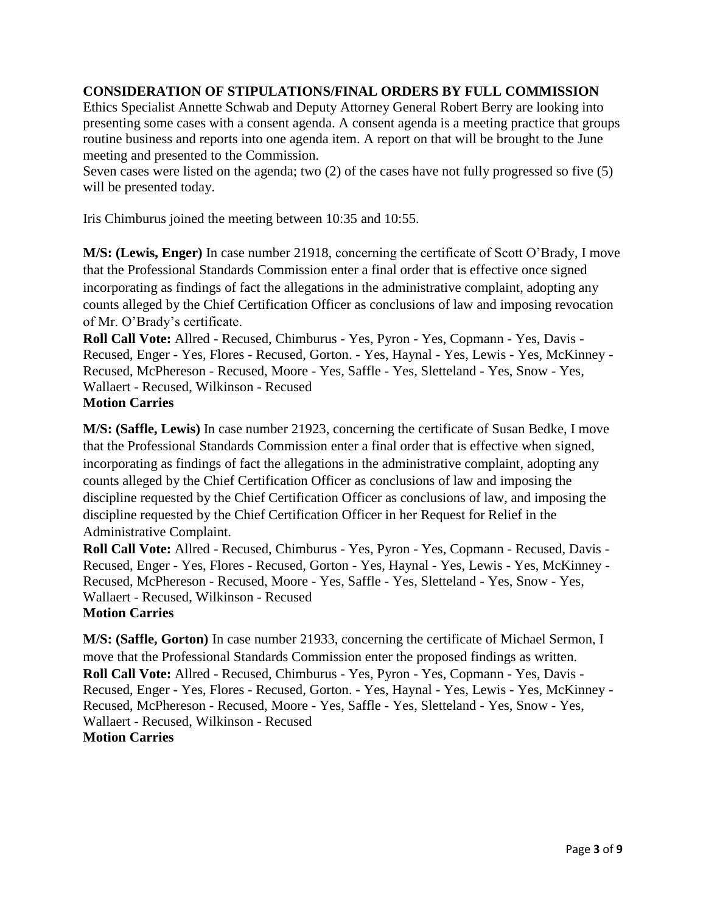**CONSIDERATION OF STIPULATIONS/FINAL ORDERS BY FULL COMMISSION**

Ethics Specialist Annette Schwab and Deputy Attorney General Robert Berry are looking into presenting some cases with a consent agenda. A consent agenda is a meeting practice that groups routine business and reports into one agenda item. A report on that will be brought to the June meeting and presented to the Commission.

Seven cases were listed on the agenda; two (2) of the cases have not fully progressed so five (5) will be presented today.

Iris Chimburus joined the meeting between 10:35 and 10:55.

**M/S: (Lewis, Enger)** In case number 21918, concerning the certificate of Scott O'Brady, I move that the Professional Standards Commission enter a final order that is effective once signed incorporating as findings of fact the allegations in the administrative complaint, adopting any counts alleged by the Chief Certification Officer as conclusions of law and imposing revocation of Mr. O'Brady's certificate.

**Roll Call Vote:** Allred - Recused, Chimburus - Yes, Pyron - Yes, Copmann - Yes, Davis - Recused, Enger - Yes, Flores - Recused, Gorton. - Yes, Haynal - Yes, Lewis - Yes, McKinney - Recused, McPhereson - Recused, Moore - Yes, Saffle - Yes, Sletteland - Yes, Snow - Yes, Wallaert - Recused, Wilkinson - Recused

**Motion Carries**

**M/S: (Saffle, Lewis)** In case number 21923, concerning the certificate of Susan Bedke, I move that the Professional Standards Commission enter a final order that is effective when signed, incorporating as findings of fact the allegations in the administrative complaint, adopting any counts alleged by the Chief Certification Officer as conclusions of law and imposing the discipline requested by the Chief Certification Officer as conclusions of law, and imposing the discipline requested by the Chief Certification Officer in her Request for Relief in the Administrative Complaint.

**Roll Call Vote:** Allred - Recused, Chimburus - Yes, Pyron - Yes, Copmann - Recused, Davis - Recused, Enger - Yes, Flores - Recused, Gorton - Yes, Haynal - Yes, Lewis - Yes, McKinney - Recused, McPhereson - Recused, Moore - Yes, Saffle - Yes, Sletteland - Yes, Snow - Yes, Wallaert - Recused, Wilkinson - Recused

**Motion Carries**

**M/S: (Saffle, Gorton)** In case number 21933, concerning the certificate of Michael Sermon, I move that the Professional Standards Commission enter the proposed findings as written.

**Roll Call Vote:** Allred - Recused, Chimburus - Yes, Pyron - Yes, Copmann - Yes, Davis - Recused, Enger - Yes, Flores - Recused, Gorton. - Yes, Haynal - Yes, Lewis - Yes, McKinney - Recused, McPhereson - Recused, Moore - Yes, Saffle - Yes, Sletteland - Yes, Snow - Yes, Wallaert - Recused, Wilkinson - Recused

**Motion Carries**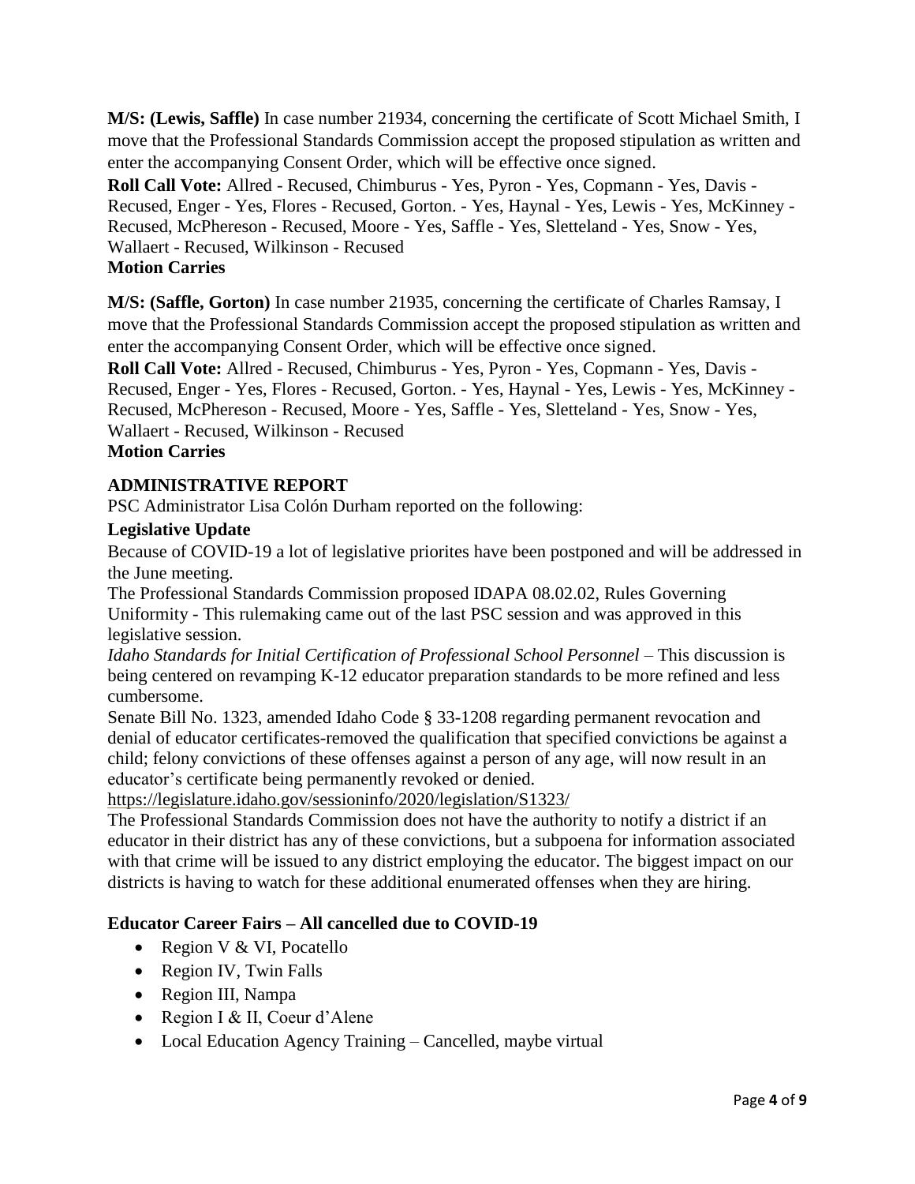**M/S: (Lewis, Saffle)** In case number 21934, concerning the certificate of Scott Michael Smith, I move that the Professional Standards Commission accept the proposed stipulation as written and enter the accompanying Consent Order, which will be effective once signed.

**Roll Call Vote:** Allred - Recused, Chimburus - Yes, Pyron - Yes, Copmann - Yes, Davis - Recused, Enger - Yes, Flores - Recused, Gorton. - Yes, Haynal - Yes, Lewis - Yes, McKinney - Recused, McPhereson - Recused, Moore - Yes, Saffle - Yes, Sletteland - Yes, Snow - Yes, Wallaert - Recused, Wilkinson - Recused

**Motion Carries**

**M/S: (Saffle, Gorton)** In case number 21935, concerning the certificate of Charles Ramsay, I move that the Professional Standards Commission accept the proposed stipulation as written and enter the accompanying Consent Order, which will be effective once signed.

**Roll Call Vote:** Allred - Recused, Chimburus - Yes, Pyron - Yes, Copmann - Yes, Davis - Recused, Enger - Yes, Flores - Recused, Gorton. - Yes, Haynal - Yes, Lewis - Yes, McKinney - Recused, McPhereson - Recused, Moore - Yes, Saffle - Yes, Sletteland - Yes, Snow - Yes, Wallaert - Recused, Wilkinson - Recused

**Motion Carries**

## ADMINISTRATIVE REPORT

PSC Administrator Lisa Colón Durham reported on the following:

### Legislative Update

Because of COVID-19 a lot of legislative priorities have been postponed and will be addressed in the June meeting.

The Professional Standards Commission proposed IDAPA 08.02.02, Rules Governing Uniformity - This rulemaking came out of the last PSC session and was approved in this legislative session.

*Idaho Standards for Initial Certification of Professional School Personnel* – This discussion is being centered on revamping K-12 educator preparation standards to be more refined and less cumbersome.

Senate Bill No. 1323, amended Idaho Code § 33-1208 regarding permanent revocation and denial of educator certificates-removed the qualification that specified convictions be against a child; felony convictions of these offenses against a person of any age, will now result in an educator's certificate being permanently revoked or denied.

https://legislature.idaho.gov/sessioninfo/2020/legislation/S1323/

The Professional Standards Commission does not have the authority to notify a district if an educator in their district has any of these convictions, but a subpoena for information associated with that crime will be issued to any district employing the educator. The biggest impact on our districts is having to watch for these additional enumerated offenses when they are hiring.

### Educator Career Fairs – All cancelled due to COVID-19

- Region V & VI, Pocatello
- Region IV, Twin Falls
- Region III, Nampa
- Region I & II, Coeur d'Alene
- Local Education Agency Training – Cancelled, maybe virtual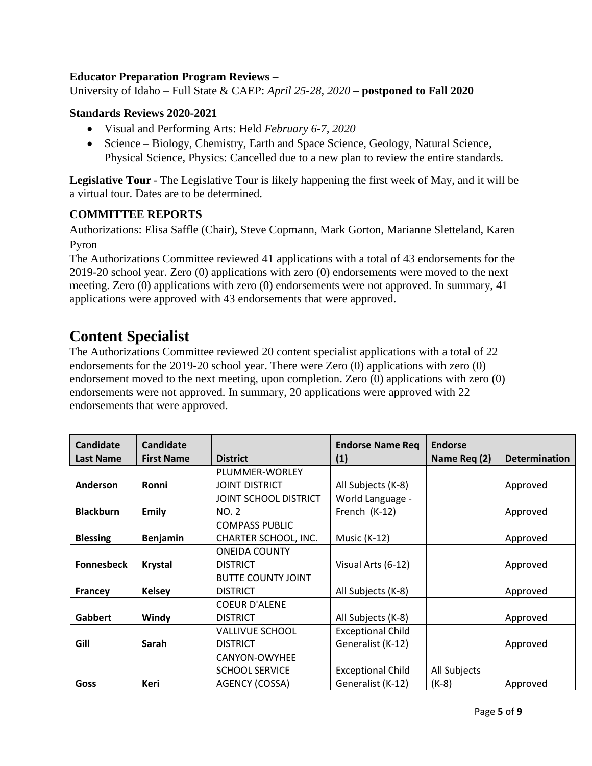**Educator Preparation Program Reviews –**

University of Idaho – Full State & CAEP: *April 25-28, 2020* **– postponed to Fall 2020**

**Standards Reviews 2020-2021**

- Visual and Performing Arts: Held *February 6-7, 2020*
- Science – Biology, Chemistry, Earth and Space Science, Geology, Natural Science, Physical Science, Physics: Cancelled due to a new plan to review the entire standards.

**Legislative Tour** - The Legislative Tour is likely happening the first week of May, and it will be a virtual tour. Dates are to be determined.

**COMMITTEE REPORTS**

Authorizations: Elisa Saffle (Chair), Steve Copmann, Mark Gorton, Marianne Sletteland, Karen Pyron

The Authorizations Committee reviewed 41 applications with a total of 43 endorsements for the 2019-20 school year. Zero (0) applications with zero (0) endorsements were moved to the next meeting. Zero (0) applications with zero (0) endorsements were not approved. In summary, 41 applications were approved with 43 endorsements that were approved.

# Content Specialist

The Authorizations Committee reviewed 20 content specialist applications with a total of 22 endorsements for the 2019-20 school year. There were Zero (0) applications with zero (0) endorsement moved to the next meeting, upon completion. Zero (0) applications with zero (0) endorsements were not approved. In summary, 20 applications were approved with 22 endorsements that were approved.

| Candidate Last Name | Candidate First Name | District | Endorse Name Req (1) | Endorse Name Req (2) | Determination |
|---|---|---|---|---|---|
| **Anderson** | **Ronni** | PLUMMER-WORLEY JOINT DISTRICT | All Subjects (K-8) | | Approved |
| **Blackburn** | **Emily** | JOINT SCHOOL DISTRICT NO. 2 | World Language - French (K-12) | | Approved |
| **Blessing** | **Benjamin** | COMPASS PUBLIC CHARTER SCHOOL, INC. | Music (K-12) | | Approved |
| **Fonnesbeck** | **Krystal** | ONEIDA COUNTY DISTRICT | Visual Arts (6-12) | | Approved |
| **Francey** | **Kelsey** | BUTTE COUNTY JOINT DISTRICT | All Subjects (K-8) | | Approved |
| **Gabbert** | **Windy** | COEUR D'ALENE DISTRICT | All Subjects (K-8) | | Approved |
| **Gill** | **Sarah** | VALLIVUE SCHOOL DISTRICT | Exceptional Child Generalist (K-12) | | Approved |
| **Goss** | **Keri** | CANYON-OWYHEE SCHOOL SERVICE AGENCY (COSSA) | Exceptional Child Generalist (K-12) | All Subjects (K-8) | Approved |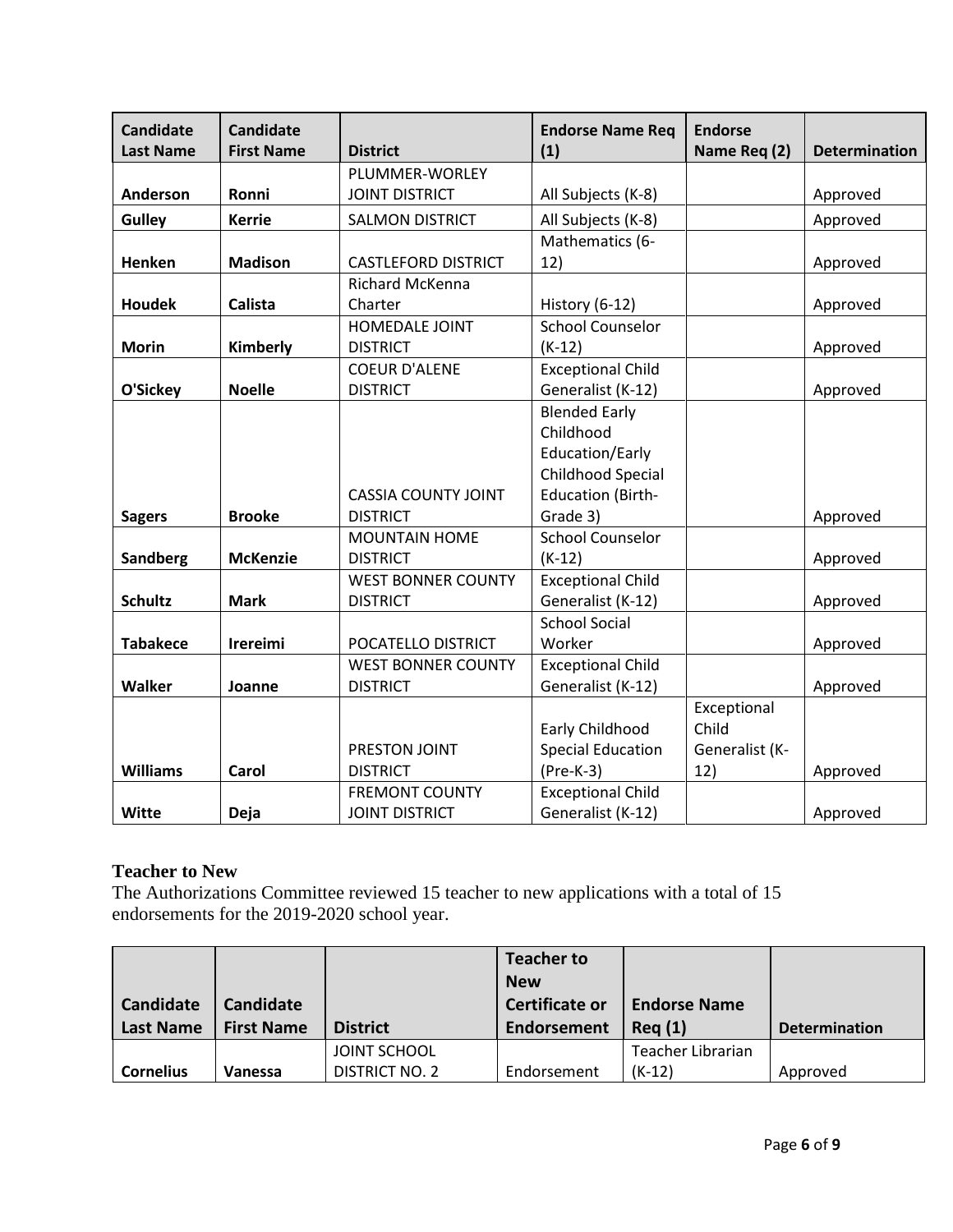| Candidate Last Name | Candidate First Name | District | Endorse Name Req (1) | Endorse Name Req (2) | Determination |
|---|---|---|---|---|---|
| **Anderson** | **Ronni** | PLUMMER-WORLEY JOINT DISTRICT | All Subjects (K-8) | | Approved |
| **Gulley** | **Kerrie** | SALMON DISTRICT | All Subjects (K-8) | | Approved |
| **Henken** | **Madison** | CASTLEFORD DISTRICT | Mathematics (6-12) | | Approved |
| **Houdek** | **Calista** | Richard McKenna Charter | History (6-12) | | Approved |
| **Morin** | **Kimberly** | HOMEDALE JOINT DISTRICT | School Counselor (K-12) | | Approved |
| **O'Sickey** | **Noelle** | COEUR D'ALENE DISTRICT | Exceptional Child Generalist (K-12) | | Approved |
| **Sagers** | **Brooke** | CASSIA COUNTY JOINT DISTRICT | Blended Early Childhood Education/Early Childhood Special Education (Birth-Grade 3) | | Approved |
| **Sandberg** | **McKenzie** | MOUNTAIN HOME DISTRICT | School Counselor (K-12) | | Approved |
| **Schultz** | **Mark** | WEST BONNER COUNTY DISTRICT | Exceptional Child Generalist (K-12) | | Approved |
| **Tabakece** | **Irereimi** | POCATELLO DISTRICT | School Social Worker | | Approved |
| **Walker** | **Joanne** | WEST BONNER COUNTY DISTRICT | Exceptional Child Generalist (K-12) | | Approved |
| **Williams** | **Carol** | PRESTON JOINT DISTRICT | Early Childhood Special Education (Pre-K-3) | Exceptional Child Generalist (K-12) | Approved |
| **Witte** | **Deja** | FREMONT COUNTY JOINT DISTRICT | Exceptional Child Generalist (K-12) | | Approved |

### Teacher to New

The Authorizations Committee reviewed 15 teacher to new applications with a total of 15 endorsements for the 2019-2020 school year.

| Candidate Last Name | Candidate First Name | District | Teacher to New Certificate or Endorsement | Endorse Name Req (1) | Determination |
|---|---|---|---|---|---|
| **Cornelius** | **Vanessa** | JOINT SCHOOL DISTRICT NO. 2 | Endorsement | Teacher Librarian (K-12) | Approved |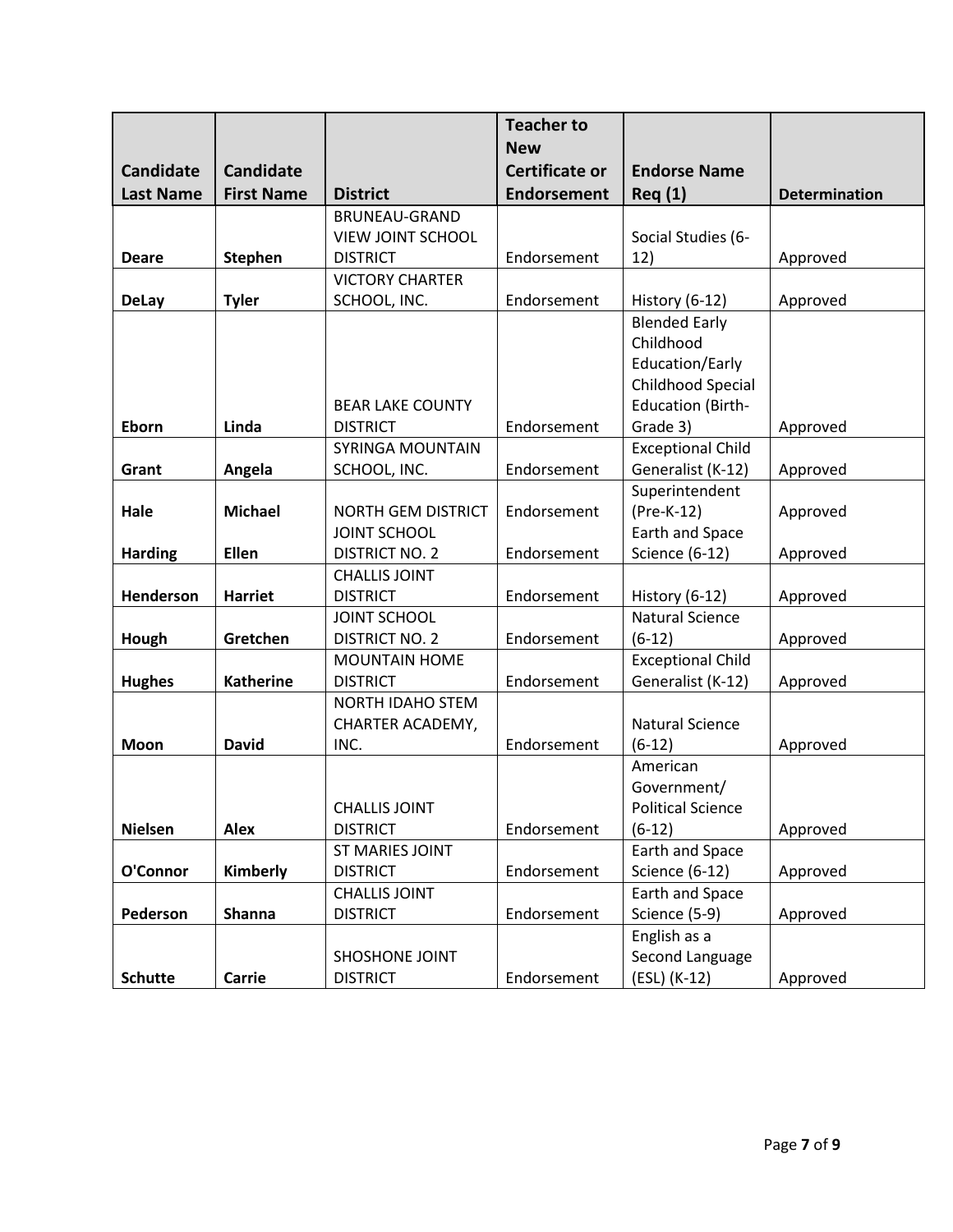| Candidate Last Name | Candidate First Name | District | Teacher to New Certificate or Endorsement | Endorse Name Req (1) | Determination |
|---|---|---|---|---|---|
| **Deare** | **Stephen** | BRUNEAU-GRAND VIEW JOINT SCHOOL DISTRICT | Endorsement | Social Studies (6-12) | Approved |
| **DeLay** | **Tyler** | VICTORY CHARTER SCHOOL, INC. | Endorsement | History (6-12) | Approved |
| **Eborn** | **Linda** | BEAR LAKE COUNTY DISTRICT | Endorsement | Blended Early Childhood Education/Early Childhood Special Education (Birth-Grade 3) | Approved |
| **Grant** | **Angela** | SYRINGA MOUNTAIN SCHOOL, INC. | Endorsement | Exceptional Child Generalist (K-12) | Approved |
| **Hale** | **Michael** | NORTH GEM DISTRICT | Endorsement | Superintendent (Pre-K-12) | Approved |
| **Harding** | **Ellen** | JOINT SCHOOL DISTRICT NO. 2 | Endorsement | Earth and Space Science (6-12) | Approved |
| **Henderson** | **Harriet** | CHALLIS JOINT DISTRICT | Endorsement | History (6-12) | Approved |
| **Hough** | **Gretchen** | JOINT SCHOOL DISTRICT NO. 2 | Endorsement | Natural Science (6-12) | Approved |
| **Hughes** | **Katherine** | MOUNTAIN HOME DISTRICT | Endorsement | Exceptional Child Generalist (K-12) | Approved |
| **Moon** | **David** | NORTH IDAHO STEM CHARTER ACADEMY, INC. | Endorsement | Natural Science (6-12) | Approved |
| **Nielsen** | **Alex** | CHALLIS JOINT DISTRICT | Endorsement | American Government/ Political Science (6-12) | Approved |
| **O'Connor** | **Kimberly** | ST MARIES JOINT DISTRICT | Endorsement | Earth and Space Science (6-12) | Approved |
| **Pederson** | **Shanna** | CHALLIS JOINT DISTRICT | Endorsement | Earth and Space Science (5-9) | Approved |
| **Schutte** | **Carrie** | SHOSHONE JOINT DISTRICT | Endorsement | English as a Second Language (ESL) (K-12) | Approved |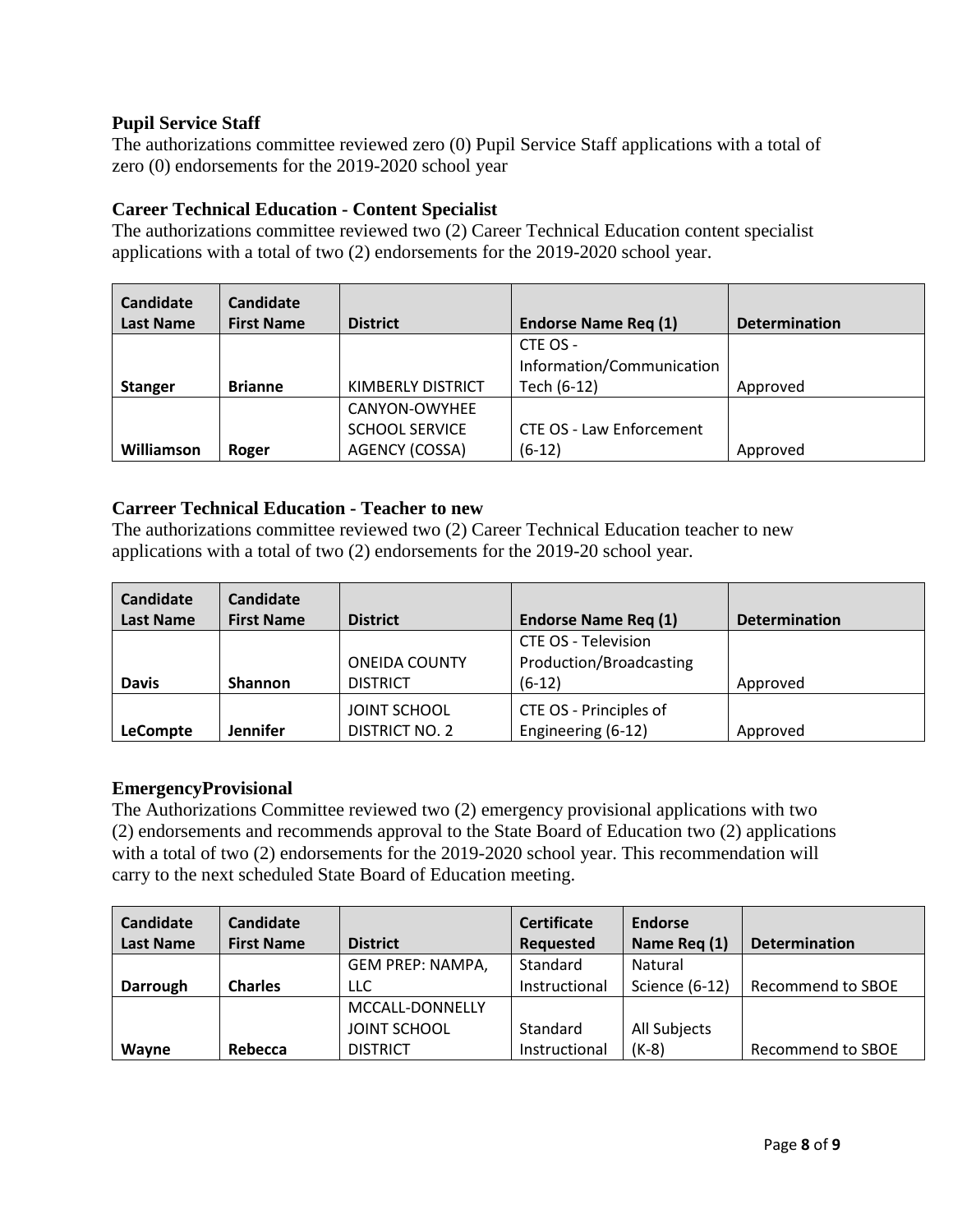### Pupil Service Staff

The authorizations committee reviewed zero (0) Pupil Service Staff applications with a total of zero (0) endorsements for the 2019-2020 school year

### Career Technical Education - Content Specialist

The authorizations committee reviewed two (2) Career Technical Education content specialist applications with a total of two (2) endorsements for the 2019-2020 school year.

| Candidate Last Name | Candidate First Name | District | Endorse Name Req (1) | Determination |
|---|---|---|---|---|
| **Stanger** | **Brianne** | KIMBERLY DISTRICT | CTE OS - Information/Communication Tech (6-12) | Approved |
| **Williamson** | **Roger** | CANYON-OWYHEE SCHOOL SERVICE AGENCY (COSSA) | CTE OS - Law Enforcement (6-12) | Approved |

### Carreer Technical Education - Teacher to new

The authorizations committee reviewed two (2) Career Technical Education teacher to new applications with a total of two (2) endorsements for the 2019-20 school year.

| Candidate Last Name | Candidate First Name | District | Endorse Name Req (1) | Determination |
|---|---|---|---|---|
| **Davis** | **Shannon** | ONEIDA COUNTY DISTRICT | CTE OS - Television Production/Broadcasting (6-12) | Approved |
| **LeCompte** | **Jennifer** | JOINT SCHOOL DISTRICT NO. 2 | CTE OS - Principles of Engineering (6-12) | Approved |

### EmergencyProvisional

The Authorizations Committee reviewed two (2) emergency provisional applications with two (2) endorsements and recommends approval to the State Board of Education two (2) applications with a total of two (2) endorsements for the 2019-2020 school year. This recommendation will carry to the next scheduled State Board of Education meeting.

| Candidate Last Name | Candidate First Name | District | Certificate Requested | Endorse Name Req (1) | Determination |
|---|---|---|---|---|---|
| **Darrough** | **Charles** | GEM PREP: NAMPA, LLC | Standard Instructional | Natural Science (6-12) | Recommend to SBOE |
| **Wayne** | **Rebecca** | MCCALL-DONNELLY JOINT SCHOOL DISTRICT | Standard Instructional | All Subjects (K-8) | Recommend to SBOE |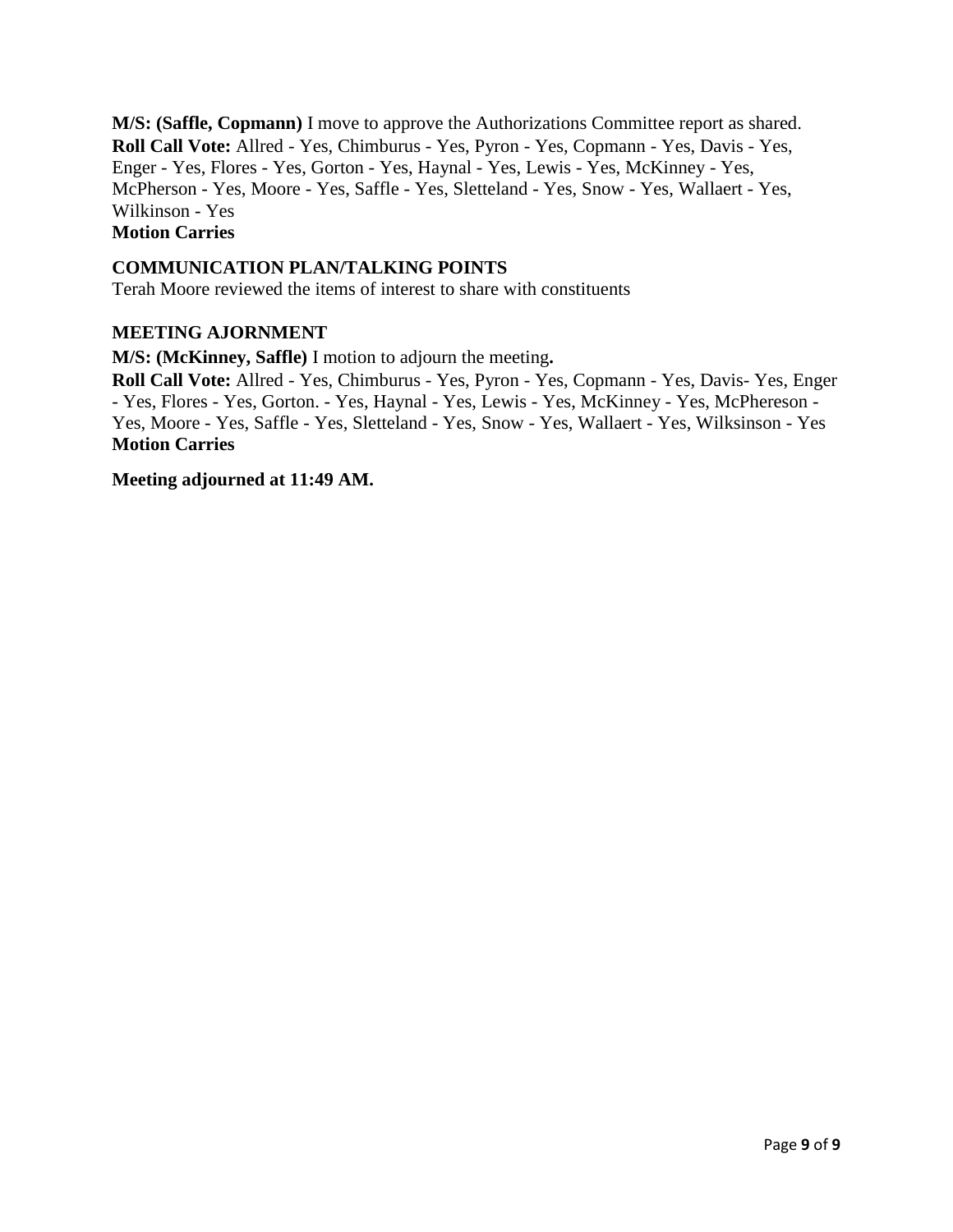**M/S: (Saffle, Copmann)** I move to approve the Authorizations Committee report as shared.
**Roll Call Vote:** Allred - Yes, Chimburus - Yes, Pyron - Yes, Copmann - Yes, Davis - Yes, Enger - Yes, Flores - Yes, Gorton - Yes, Haynal - Yes, Lewis - Yes, McKinney - Yes, McPherson - Yes, Moore - Yes, Saffle - Yes, Sletteland - Yes, Snow - Yes, Wallaert - Yes, Wilkinson - Yes
**Motion Carries**

### COMMUNICATION PLAN/TALKING POINTS

Terah Moore reviewed the items of interest to share with constituents

### MEETING AJORNMENT

**M/S: (McKinney, Saffle)** I motion to adjourn the meeting**.**
**Roll Call Vote:** Allred - Yes, Chimburus - Yes, Pyron - Yes, Copmann - Yes, Davis- Yes, Enger - Yes, Flores - Yes, Gorton. - Yes, Haynal - Yes, Lewis - Yes, McKinney - Yes, McPhereson - Yes, Moore - Yes, Saffle - Yes, Sletteland - Yes, Snow - Yes, Wallaert - Yes, Wilksinson - Yes
**Motion Carries**

**Meeting adjourned at 11:49 AM.**